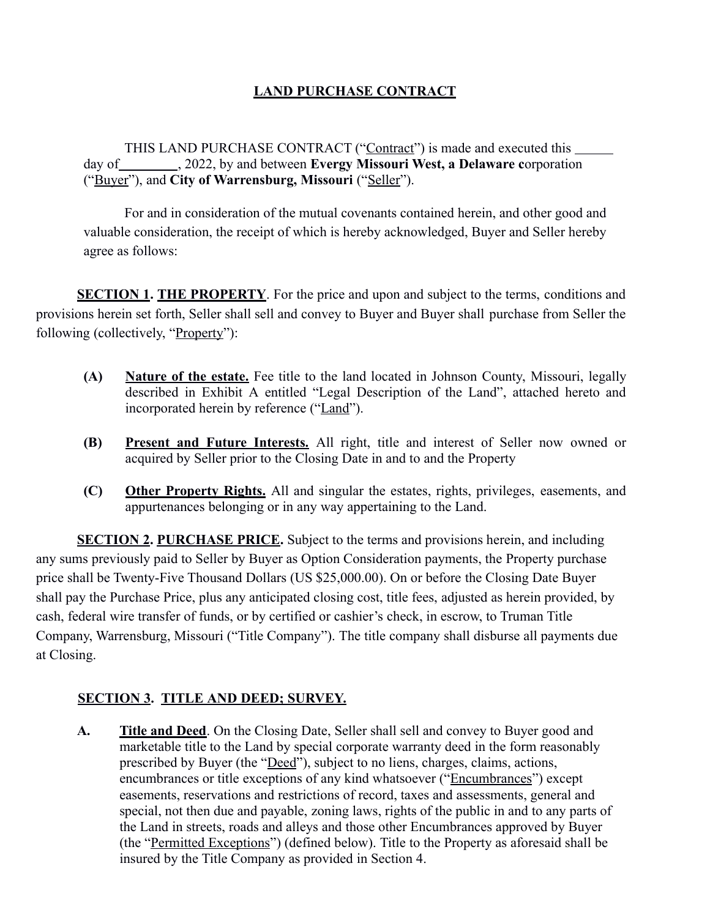# LAND PURCHASE CONTRACT

THIS LAND PURCHASE CONTRACT ("Contract") is made and executed this ______ day of ________, 2022, by and between **Evergy Missouri West, a Delaware c**orporation ("Buyer"), and **City of Warrensburg, Missouri** ("Seller").

For and in consideration of the mutual covenants contained herein, and other good and valuable consideration, the receipt of which is hereby acknowledged, Buyer and Seller hereby agree as follows:

**SECTION 1. THE PROPERTY**. For the price and upon and subject to the terms, conditions and provisions herein set forth, Seller shall sell and convey to Buyer and Buyer shall purchase from Seller the following (collectively, "Property"):

**(A)** **Nature of the estate.** Fee title to the land located in Johnson County, Missouri, legally described in Exhibit A entitled "Legal Description of the Land", attached hereto and incorporated herein by reference ("Land").

**(B)** **Present and Future Interests.** All right, title and interest of Seller now owned or acquired by Seller prior to the Closing Date in and to and the Property

**(C)** **Other Property Rights.** All and singular the estates, rights, privileges, easements, and appurtenances belonging or in any way appertaining to the Land.

**SECTION 2. PURCHASE PRICE.** Subject to the terms and provisions herein, and including any sums previously paid to Seller by Buyer as Option Consideration payments, the Property purchase price shall be Twenty-Five Thousand Dollars (US $25,000.00). On or before the Closing Date Buyer shall pay the Purchase Price, plus any anticipated closing cost, title fees, adjusted as herein provided, by cash, federal wire transfer of funds, or by certified or cashier's check, in escrow, to Truman Title Company, Warrensburg, Missouri ("Title Company"). The title company shall disburse all payments due at Closing.

**SECTION 3. TITLE AND DEED; SURVEY.**

**A.** **Title and Deed**. On the Closing Date, Seller shall sell and convey to Buyer good and marketable title to the Land by special corporate warranty deed in the form reasonably prescribed by Buyer (the "Deed"), subject to no liens, charges, claims, actions, encumbrances or title exceptions of any kind whatsoever ("Encumbrances") except easements, reservations and restrictions of record, taxes and assessments, general and special, not then due and payable, zoning laws, rights of the public in and to any parts of the Land in streets, roads and alleys and those other Encumbrances approved by Buyer (the "Permitted Exceptions") (defined below). Title to the Property as aforesaid shall be insured by the Title Company as provided in Section 4.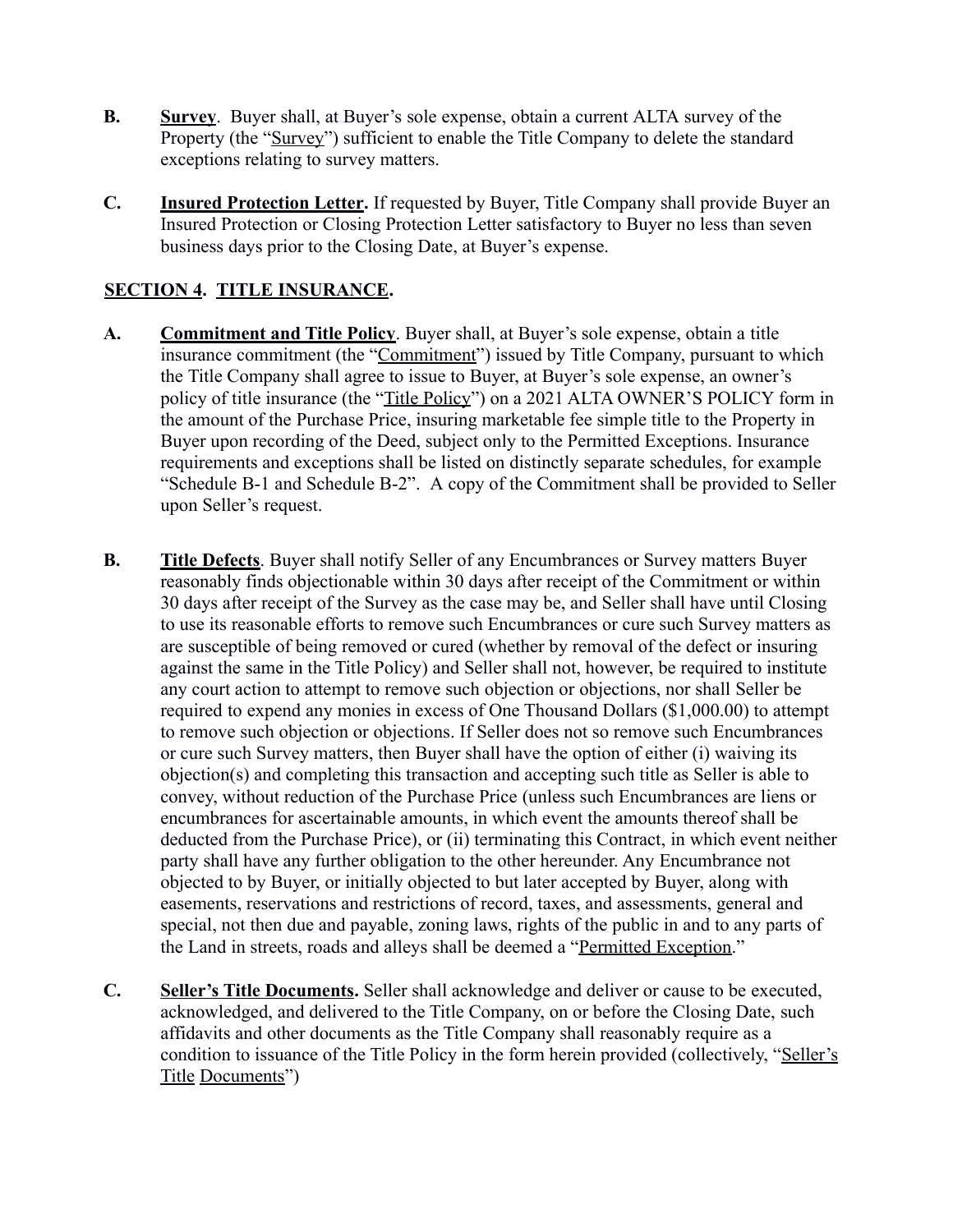**B.** **Survey**. Buyer shall, at Buyer's sole expense, obtain a current ALTA survey of the Property (the "Survey") sufficient to enable the Title Company to delete the standard exceptions relating to survey matters.

**C.** **Insured Protection Letter.** If requested by Buyer, Title Company shall provide Buyer an Insured Protection or Closing Protection Letter satisfactory to Buyer no less than seven business days prior to the Closing Date, at Buyer's expense.

## SECTION 4. TITLE INSURANCE.

**A.** **Commitment and Title Policy**. Buyer shall, at Buyer's sole expense, obtain a title insurance commitment (the "Commitment") issued by Title Company, pursuant to which the Title Company shall agree to issue to Buyer, at Buyer's sole expense, an owner's policy of title insurance (the "Title Policy") on a 2021 ALTA OWNER'S POLICY form in the amount of the Purchase Price, insuring marketable fee simple title to the Property in Buyer upon recording of the Deed, subject only to the Permitted Exceptions. Insurance requirements and exceptions shall be listed on distinctly separate schedules, for example "Schedule B-1 and Schedule B-2". A copy of the Commitment shall be provided to Seller upon Seller's request.

**B.** **Title Defects**. Buyer shall notify Seller of any Encumbrances or Survey matters Buyer reasonably finds objectionable within 30 days after receipt of the Commitment or within 30 days after receipt of the Survey as the case may be, and Seller shall have until Closing to use its reasonable efforts to remove such Encumbrances or cure such Survey matters as are susceptible of being removed or cured (whether by removal of the defect or insuring against the same in the Title Policy) and Seller shall not, however, be required to institute any court action to attempt to remove such objection or objections, nor shall Seller be required to expend any monies in excess of One Thousand Dollars ($1,000.00) to attempt to remove such objection or objections. If Seller does not so remove such Encumbrances or cure such Survey matters, then Buyer shall have the option of either (i) waiving its objection(s) and completing this transaction and accepting such title as Seller is able to convey, without reduction of the Purchase Price (unless such Encumbrances are liens or encumbrances for ascertainable amounts, in which event the amounts thereof shall be deducted from the Purchase Price), or (ii) terminating this Contract, in which event neither party shall have any further obligation to the other hereunder. Any Encumbrance not objected to by Buyer, or initially objected to but later accepted by Buyer, along with easements, reservations and restrictions of record, taxes, and assessments, general and special, not then due and payable, zoning laws, rights of the public in and to any parts of the Land in streets, roads and alleys shall be deemed a "Permitted Exception."

**C.** **Seller's Title Documents.** Seller shall acknowledge and deliver or cause to be executed, acknowledged, and delivered to the Title Company, on or before the Closing Date, such affidavits and other documents as the Title Company shall reasonably require as a condition to issuance of the Title Policy in the form herein provided (collectively, "Seller's Title Documents")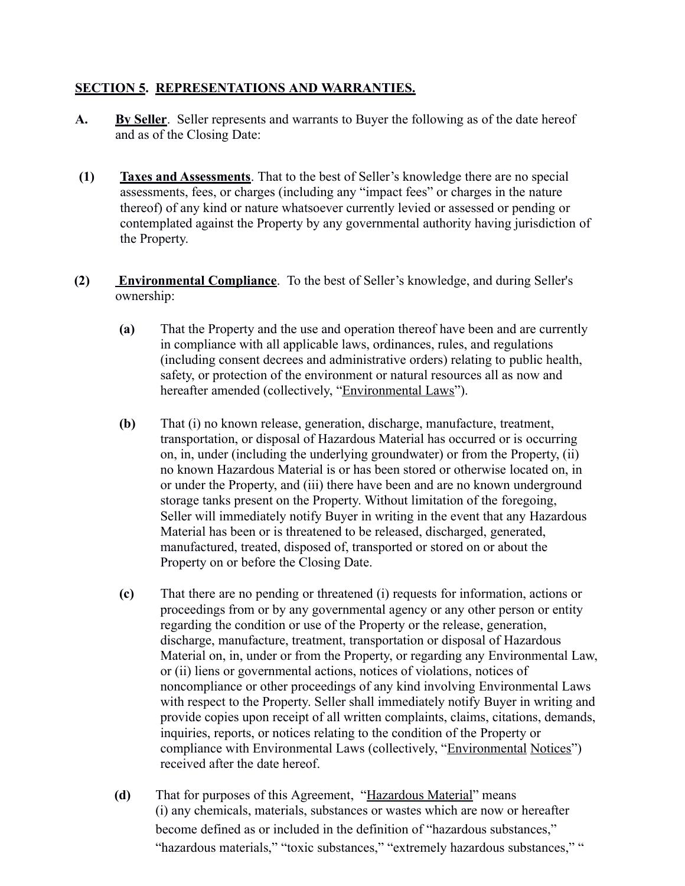**SECTION 5. REPRESENTATIONS AND WARRANTIES.**

**A.** **By Seller**. Seller represents and warrants to Buyer the following as of the date hereof and as of the Closing Date:

**(1)** **Taxes and Assessments**. That to the best of Seller's knowledge there are no special assessments, fees, or charges (including any "impact fees" or charges in the nature thereof) of any kind or nature whatsoever currently levied or assessed or pending or contemplated against the Property by any governmental authority having jurisdiction of the Property.

**(2)** **Environmental Compliance**. To the best of Seller's knowledge, and during Seller's ownership:

**(a)** That the Property and the use and operation thereof have been and are currently in compliance with all applicable laws, ordinances, rules, and regulations (including consent decrees and administrative orders) relating to public health, safety, or protection of the environment or natural resources all as now and hereafter amended (collectively, "Environmental Laws").

**(b)** That (i) no known release, generation, discharge, manufacture, treatment, transportation, or disposal of Hazardous Material has occurred or is occurring on, in, under (including the underlying groundwater) or from the Property, (ii) no known Hazardous Material is or has been stored or otherwise located on, in or under the Property, and (iii) there have been and are no known underground storage tanks present on the Property. Without limitation of the foregoing, Seller will immediately notify Buyer in writing in the event that any Hazardous Material has been or is threatened to be released, discharged, generated, manufactured, treated, disposed of, transported or stored on or about the Property on or before the Closing Date.

**(c)** That there are no pending or threatened (i) requests for information, actions or proceedings from or by any governmental agency or any other person or entity regarding the condition or use of the Property or the release, generation, discharge, manufacture, treatment, transportation or disposal of Hazardous Material on, in, under or from the Property, or regarding any Environmental Law, or (ii) liens or governmental actions, notices of violations, notices of noncompliance or other proceedings of any kind involving Environmental Laws with respect to the Property. Seller shall immediately notify Buyer in writing and provide copies upon receipt of all written complaints, claims, citations, demands, inquiries, reports, or notices relating to the condition of the Property or compliance with Environmental Laws (collectively, "Environmental Notices") received after the date hereof.

**(d)** That for purposes of this Agreement, "Hazardous Material" means (i) any chemicals, materials, substances or wastes which are now or hereafter become defined as or included in the definition of "hazardous substances," "hazardous materials," "toxic substances," "extremely hazardous substances," "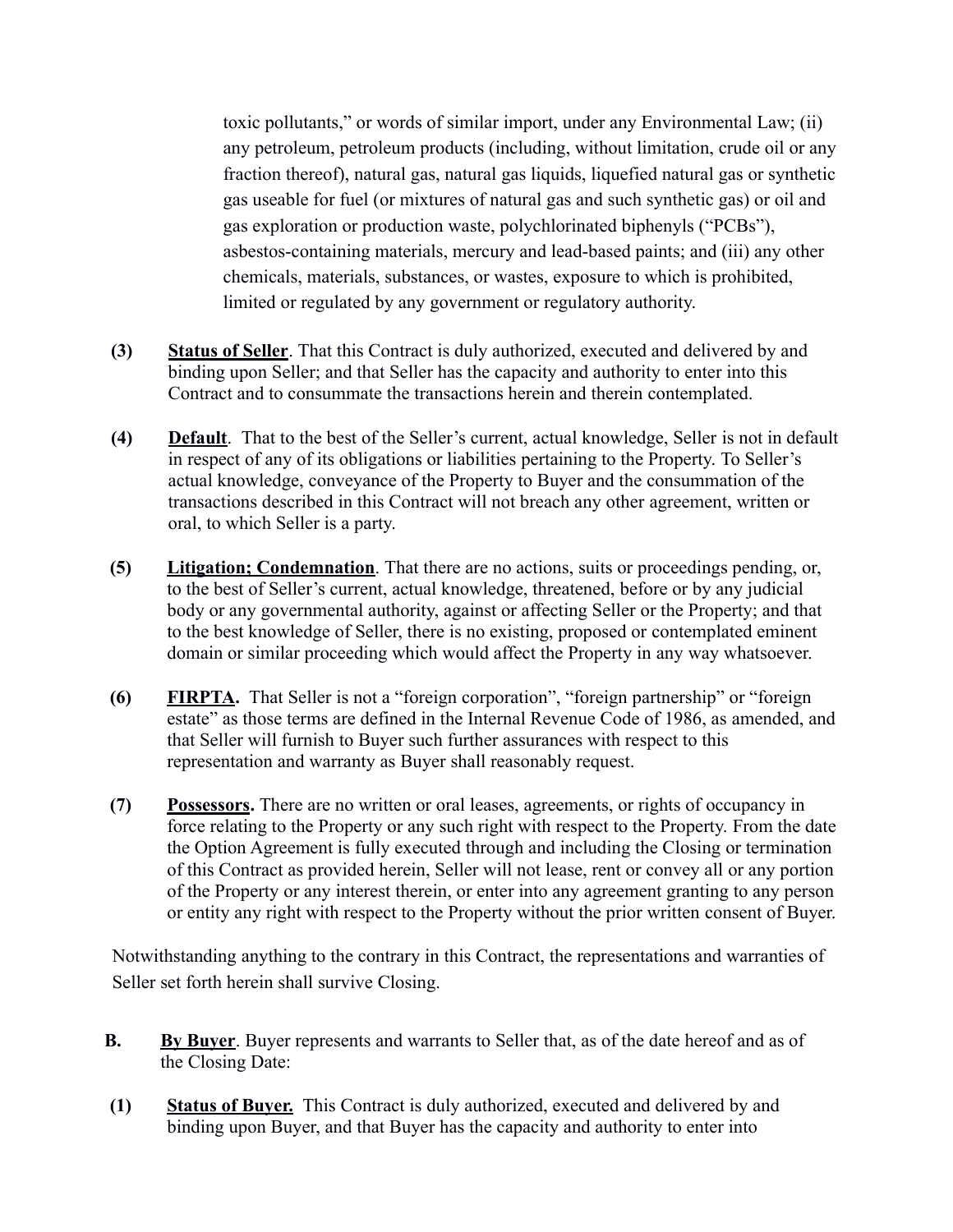toxic pollutants," or words of similar import, under any Environmental Law; (ii) any petroleum, petroleum products (including, without limitation, crude oil or any fraction thereof), natural gas, natural gas liquids, liquefied natural gas or synthetic gas useable for fuel (or mixtures of natural gas and such synthetic gas) or oil and gas exploration or production waste, polychlorinated biphenyls ("PCBs"), asbestos-containing materials, mercury and lead-based paints; and (iii) any other chemicals, materials, substances, or wastes, exposure to which is prohibited, limited or regulated by any government or regulatory authority.

**(3)** **Status of Seller**. That this Contract is duly authorized, executed and delivered by and binding upon Seller; and that Seller has the capacity and authority to enter into this Contract and to consummate the transactions herein and therein contemplated.

**(4)** **Default**. That to the best of the Seller's current, actual knowledge, Seller is not in default in respect of any of its obligations or liabilities pertaining to the Property. To Seller's actual knowledge, conveyance of the Property to Buyer and the consummation of the transactions described in this Contract will not breach any other agreement, written or oral, to which Seller is a party.

**(5)** **Litigation; Condemnation**. That there are no actions, suits or proceedings pending, or, to the best of Seller's current, actual knowledge, threatened, before or by any judicial body or any governmental authority, against or affecting Seller or the Property; and that to the best knowledge of Seller, there is no existing, proposed or contemplated eminent domain or similar proceeding which would affect the Property in any way whatsoever.

**(6)** **FIRPTA.** That Seller is not a "foreign corporation", "foreign partnership" or "foreign estate" as those terms are defined in the Internal Revenue Code of 1986, as amended, and that Seller will furnish to Buyer such further assurances with respect to this representation and warranty as Buyer shall reasonably request.

**(7)** **Possessors.** There are no written or oral leases, agreements, or rights of occupancy in force relating to the Property or any such right with respect to the Property. From the date the Option Agreement is fully executed through and including the Closing or termination of this Contract as provided herein, Seller will not lease, rent or convey all or any portion of the Property or any interest therein, or enter into any agreement granting to any person or entity any right with respect to the Property without the prior written consent of Buyer.

Notwithstanding anything to the contrary in this Contract, the representations and warranties of Seller set forth herein shall survive Closing.

**B.** **By Buyer**. Buyer represents and warrants to Seller that, as of the date hereof and as of the Closing Date:

**(1)** **Status of Buyer.** This Contract is duly authorized, executed and delivered by and binding upon Buyer, and that Buyer has the capacity and authority to enter into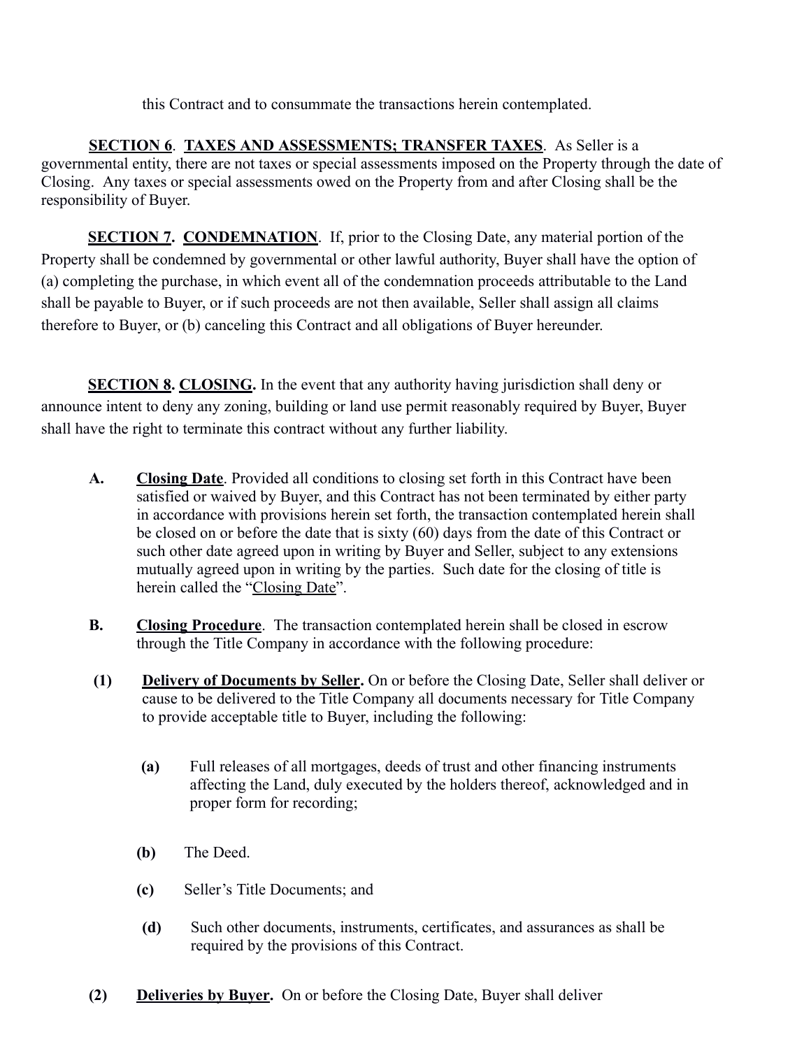this Contract and to consummate the transactions herein contemplated.

**<u>SECTION 6</u>**. **<u>TAXES AND ASSESSMENTS; TRANSFER TAXES</u>**. As Seller is a governmental entity, there are not taxes or special assessments imposed on the Property through the date of Closing. Any taxes or special assessments owed on the Property from and after Closing shall be the responsibility of Buyer.

**<u>SECTION 7</u>**. **<u>CONDEMNATION</u>**. If, prior to the Closing Date, any material portion of the Property shall be condemned by governmental or other lawful authority, Buyer shall have the option of (a) completing the purchase, in which event all of the condemnation proceeds attributable to the Land shall be payable to Buyer, or if such proceeds are not then available, Seller shall assign all claims therefore to Buyer, or (b) canceling this Contract and all obligations of Buyer hereunder.

**<u>SECTION 8</u>. <u>CLOSING</u>.** In the event that any authority having jurisdiction shall deny or announce intent to deny any zoning, building or land use permit reasonably required by Buyer, Buyer shall have the right to terminate this contract without any further liability.

**A.** **<u>Closing Date</u>**. Provided all conditions to closing set forth in this Contract have been satisfied or waived by Buyer, and this Contract has not been terminated by either party in accordance with provisions herein set forth, the transaction contemplated herein shall be closed on or before the date that is sixty (60) days from the date of this Contract or such other date agreed upon in writing by Buyer and Seller, subject to any extensions mutually agreed upon in writing by the parties. Such date for the closing of title is herein called the "<u>Closing Date</u>".

**B.** **<u>Closing Procedure</u>**. The transaction contemplated herein shall be closed in escrow through the Title Company in accordance with the following procedure:

**(1)** **<u>Delivery of Documents by Seller</u>.** On or before the Closing Date, Seller shall deliver or cause to be delivered to the Title Company all documents necessary for Title Company to provide acceptable title to Buyer, including the following:

**(a)** Full releases of all mortgages, deeds of trust and other financing instruments affecting the Land, duly executed by the holders thereof, acknowledged and in proper form for recording;

**(b)** The Deed.

**(c)** Seller's Title Documents; and

**(d)** Such other documents, instruments, certificates, and assurances as shall be required by the provisions of this Contract.

**(2)** **<u>Deliveries by Buyer</u>.** On or before the Closing Date, Buyer shall deliver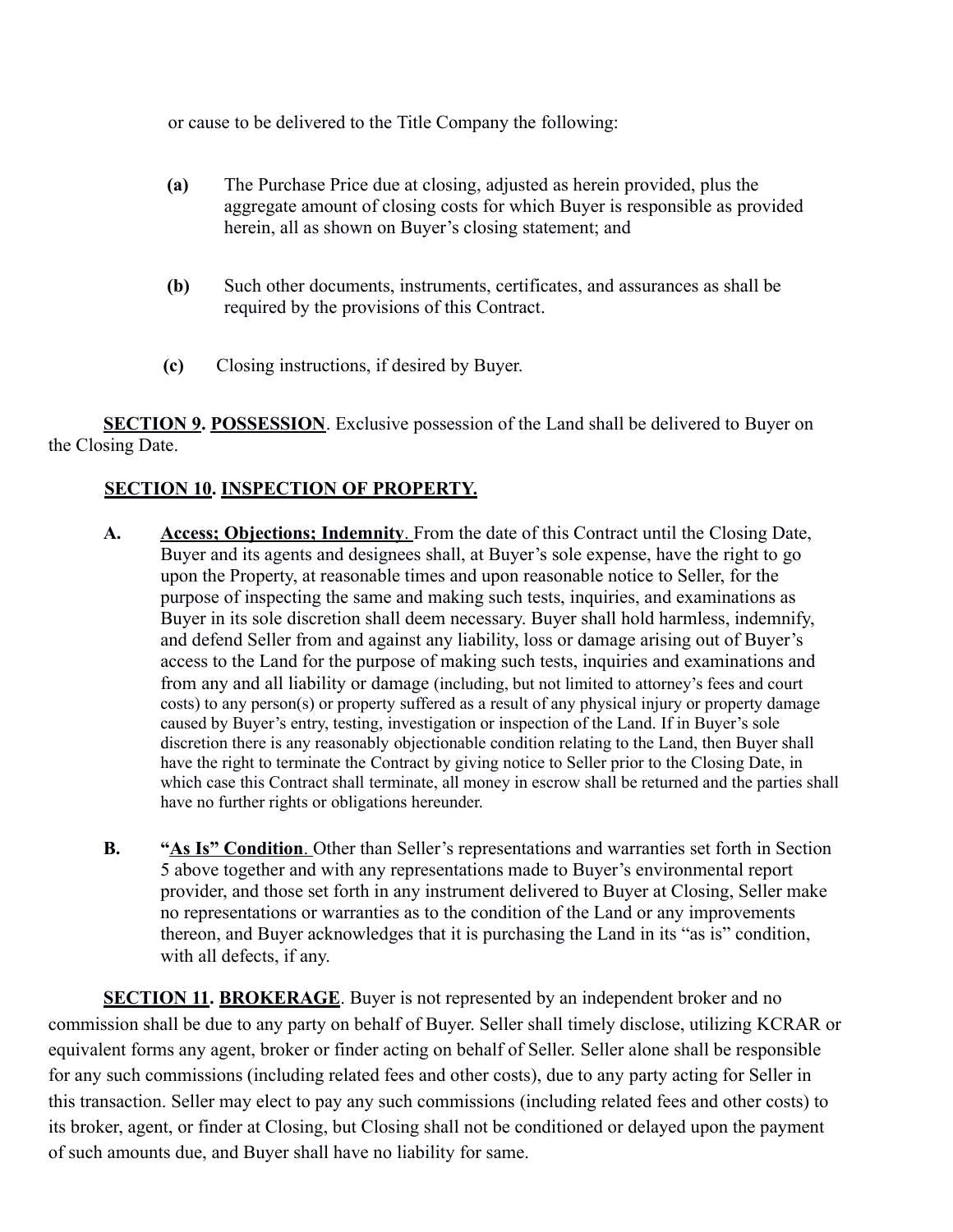or cause to be delivered to the Title Company the following:

**(a)** The Purchase Price due at closing, adjusted as herein provided, plus the aggregate amount of closing costs for which Buyer is responsible as provided herein, all as shown on Buyer's closing statement; and

**(b)** Such other documents, instruments, certificates, and assurances as shall be required by the provisions of this Contract.

**(c)** Closing instructions, if desired by Buyer.

**<u>SECTION 9</u>. <u>POSSESSION</u>**. Exclusive possession of the Land shall be delivered to Buyer on the Closing Date.

**<u>SECTION 10</u>. <u>INSPECTION OF PROPERTY.</u>**

**A.** **<u>Access; Objections; Indemnity</u>**. From the date of this Contract until the Closing Date, Buyer and its agents and designees shall, at Buyer's sole expense, have the right to go upon the Property, at reasonable times and upon reasonable notice to Seller, for the purpose of inspecting the same and making such tests, inquiries, and examinations as Buyer in its sole discretion shall deem necessary. Buyer shall hold harmless, indemnify, and defend Seller from and against any liability, loss or damage arising out of Buyer's access to the Land for the purpose of making such tests, inquiries and examinations and from any and all liability or damage (including, but not limited to attorney's fees and court costs) to any person(s) or property suffered as a result of any physical injury or property damage caused by Buyer's entry, testing, investigation or inspection of the Land. If in Buyer's sole discretion there is any reasonably objectionable condition relating to the Land, then Buyer shall have the right to terminate the Contract by giving notice to Seller prior to the Closing Date, in which case this Contract shall terminate, all money in escrow shall be returned and the parties shall have no further rights or obligations hereunder.

**B.** **"<u>As Is" Condition</u>**. Other than Seller's representations and warranties set forth in Section 5 above together and with any representations made to Buyer's environmental report provider, and those set forth in any instrument delivered to Buyer at Closing, Seller make no representations or warranties as to the condition of the Land or any improvements thereon, and Buyer acknowledges that it is purchasing the Land in its "as is" condition, with all defects, if any.

**<u>SECTION 11</u>. <u>BROKERAGE</u>**. Buyer is not represented by an independent broker and no commission shall be due to any party on behalf of Buyer. Seller shall timely disclose, utilizing KCRAR or equivalent forms any agent, broker or finder acting on behalf of Seller. Seller alone shall be responsible for any such commissions (including related fees and other costs), due to any party acting for Seller in this transaction. Seller may elect to pay any such commissions (including related fees and other costs) to its broker, agent, or finder at Closing, but Closing shall not be conditioned or delayed upon the payment of such amounts due, and Buyer shall have no liability for same.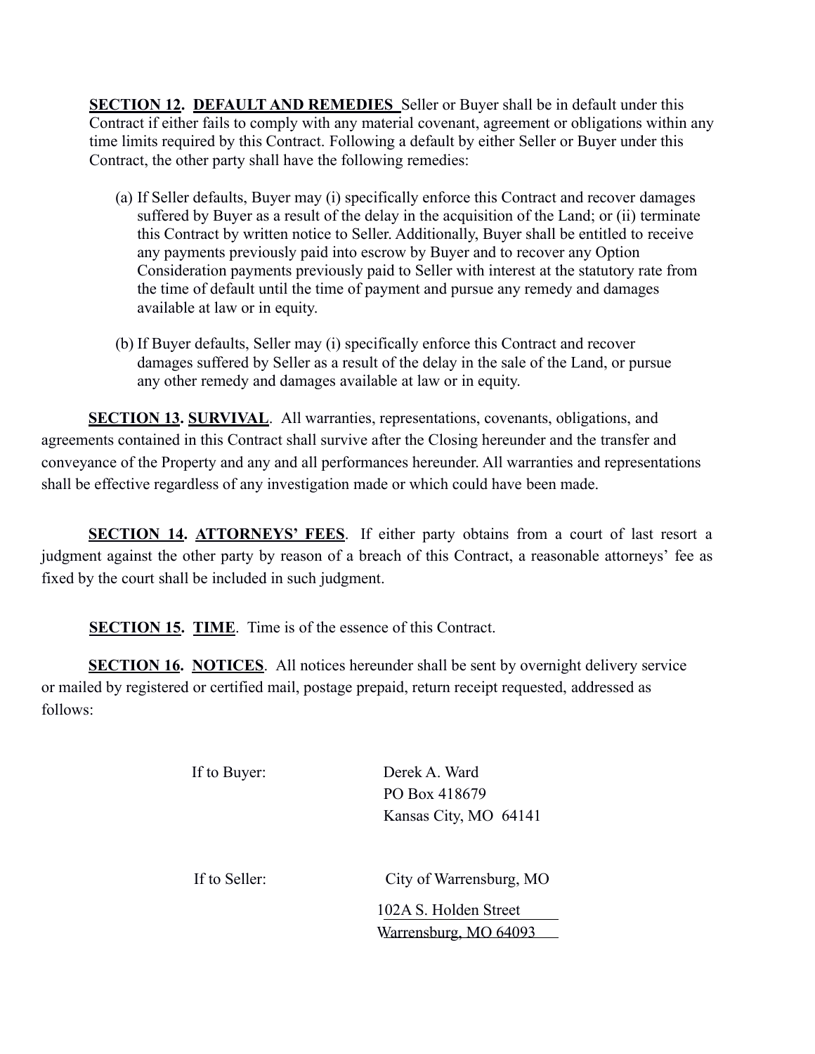**SECTION 12.** **DEFAULT AND REMEDIES** Seller or Buyer shall be in default under this Contract if either fails to comply with any material covenant, agreement or obligations within any time limits required by this Contract. Following a default by either Seller or Buyer under this Contract, the other party shall have the following remedies:

(a) If Seller defaults, Buyer may (i) specifically enforce this Contract and recover damages suffered by Buyer as a result of the delay in the acquisition of the Land; or (ii) terminate this Contract by written notice to Seller. Additionally, Buyer shall be entitled to receive any payments previously paid into escrow by Buyer and to recover any Option Consideration payments previously paid to Seller with interest at the statutory rate from the time of default until the time of payment and pursue any remedy and damages available at law or in equity.

(b) If Buyer defaults, Seller may (i) specifically enforce this Contract and recover damages suffered by Seller as a result of the delay in the sale of the Land, or pursue any other remedy and damages available at law or in equity.

**SECTION 13.** **SURVIVAL**. All warranties, representations, covenants, obligations, and agreements contained in this Contract shall survive after the Closing hereunder and the transfer and conveyance of the Property and any and all performances hereunder. All warranties and representations shall be effective regardless of any investigation made or which could have been made.

**SECTION 14.** **ATTORNEYS' FEES**. If either party obtains from a court of last resort a judgment against the other party by reason of a breach of this Contract, a reasonable attorneys' fee as fixed by the court shall be included in such judgment.

**SECTION 15.** **TIME**. Time is of the essence of this Contract.

**SECTION 16.** **NOTICES**. All notices hereunder shall be sent by overnight delivery service or mailed by registered or certified mail, postage prepaid, return receipt requested, addressed as follows:

If to Buyer:

Derek A. Ward
PO Box 418679
Kansas City, MO 64141

If to Seller:

City of Warrensburg, MO
102A S. Holden Street
Warrensburg, MO 64093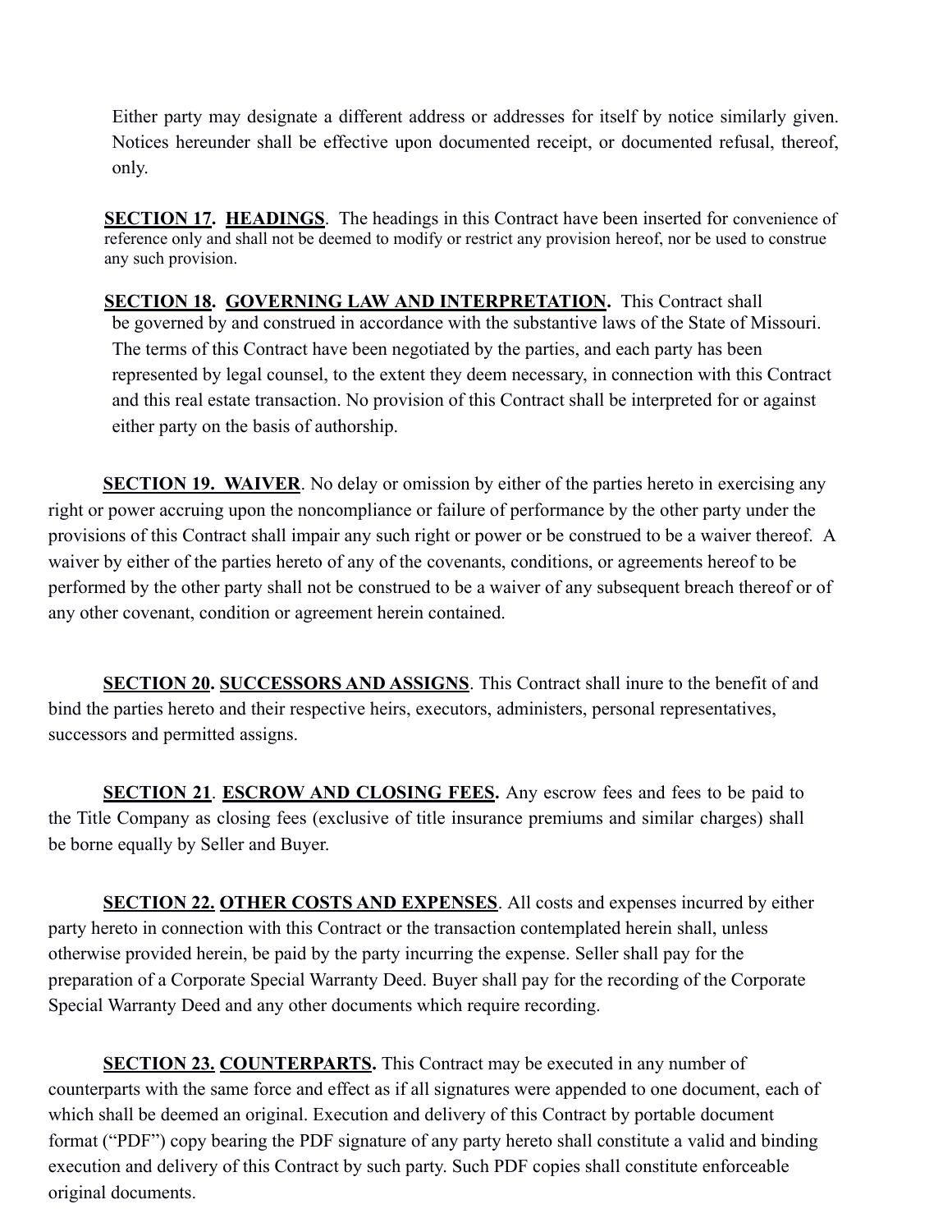Either party may designate a different address or addresses for itself by notice similarly given. Notices hereunder shall be effective upon documented receipt, or documented refusal, thereof, only.

**SECTION 17. HEADINGS**. The headings in this Contract have been inserted for convenience of reference only and shall not be deemed to modify or restrict any provision hereof, nor be used to construe any such provision.

**SECTION 18. GOVERNING LAW AND INTERPRETATION.** This Contract shall be governed by and construed in accordance with the substantive laws of the State of Missouri. The terms of this Contract have been negotiated by the parties, and each party has been represented by legal counsel, to the extent they deem necessary, in connection with this Contract and this real estate transaction. No provision of this Contract shall be interpreted for or against either party on the basis of authorship.

**SECTION 19. WAIVER**. No delay or omission by either of the parties hereto in exercising any right or power accruing upon the noncompliance or failure of performance by the other party under the provisions of this Contract shall impair any such right or power or be construed to be a waiver thereof. A waiver by either of the parties hereto of any of the covenants, conditions, or agreements hereof to be performed by the other party shall not be construed to be a waiver of any subsequent breach thereof or of any other covenant, condition or agreement herein contained.

**SECTION 20. SUCCESSORS AND ASSIGNS**. This Contract shall inure to the benefit of and bind the parties hereto and their respective heirs, executors, administers, personal representatives, successors and permitted assigns.

**SECTION 21**. **ESCROW AND CLOSING FEES.** Any escrow fees and fees to be paid to the Title Company as closing fees (exclusive of title insurance premiums and similar charges) shall be borne equally by Seller and Buyer.

**SECTION 22. OTHER COSTS AND EXPENSES**. All costs and expenses incurred by either party hereto in connection with this Contract or the transaction contemplated herein shall, unless otherwise provided herein, be paid by the party incurring the expense. Seller shall pay for the preparation of a Corporate Special Warranty Deed. Buyer shall pay for the recording of the Corporate Special Warranty Deed and any other documents which require recording.

**SECTION 23. COUNTERPARTS.** This Contract may be executed in any number of counterparts with the same force and effect as if all signatures were appended to one document, each of which shall be deemed an original. Execution and delivery of this Contract by portable document format ("PDF") copy bearing the PDF signature of any party hereto shall constitute a valid and binding execution and delivery of this Contract by such party. Such PDF copies shall constitute enforceable original documents.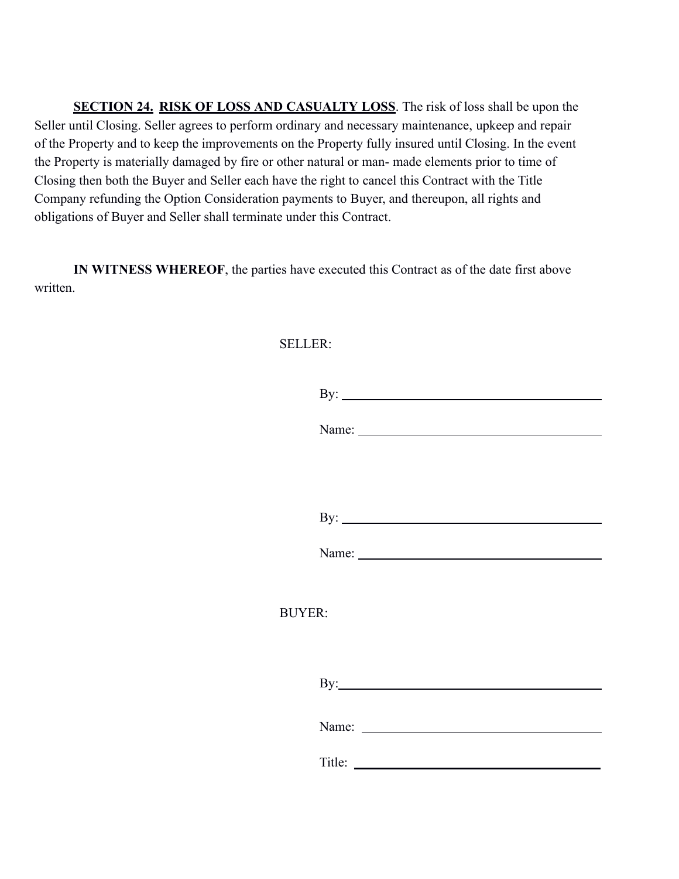**SECTION 24. RISK OF LOSS AND CASUALTY LOSS**. The risk of loss shall be upon the Seller until Closing. Seller agrees to perform ordinary and necessary maintenance, upkeep and repair of the Property and to keep the improvements on the Property fully insured until Closing. In the event the Property is materially damaged by fire or other natural or man- made elements prior to time of Closing then both the Buyer and Seller each have the right to cancel this Contract with the Title Company refunding the Option Consideration payments to Buyer, and thereupon, all rights and obligations of Buyer and Seller shall terminate under this Contract.

**IN WITNESS WHEREOF**, the parties have executed this Contract as of the date first above written.

SELLER:

By: ______________________________

Name: ______________________________

By: ______________________________

Name: ______________________________

BUYER:

By: ______________________________

Name: ______________________________

Title: ______________________________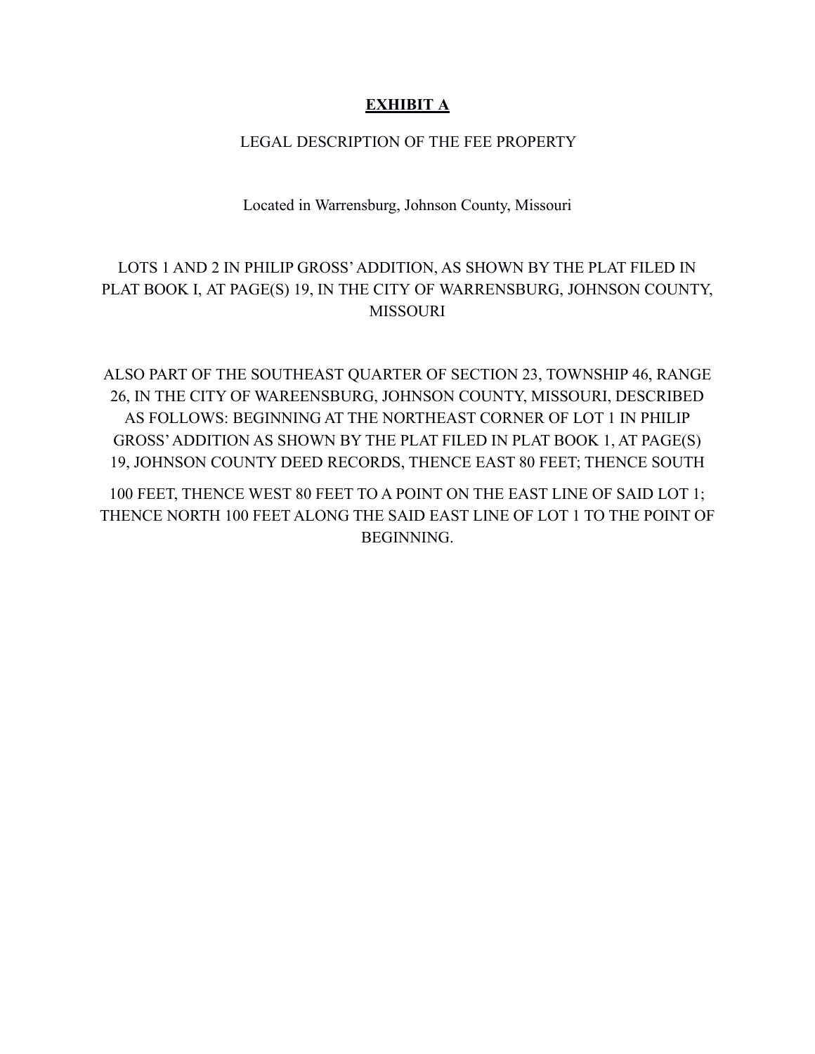**EXHIBIT A**

LEGAL DESCRIPTION OF THE FEE PROPERTY

Located in Warrensburg, Johnson County, Missouri

LOTS 1 AND 2 IN PHILIP GROSS' ADDITION, AS SHOWN BY THE PLAT FILED IN PLAT BOOK I, AT PAGE(S) 19, IN THE CITY OF WARRENSBURG, JOHNSON COUNTY, MISSOURI

ALSO PART OF THE SOUTHEAST QUARTER OF SECTION 23, TOWNSHIP 46, RANGE 26, IN THE CITY OF WAREENSBURG, JOHNSON COUNTY, MISSOURI, DESCRIBED AS FOLLOWS: BEGINNING AT THE NORTHEAST CORNER OF LOT 1 IN PHILIP GROSS' ADDITION AS SHOWN BY THE PLAT FILED IN PLAT BOOK 1, AT PAGE(S) 19, JOHNSON COUNTY DEED RECORDS, THENCE EAST 80 FEET; THENCE SOUTH 100 FEET, THENCE WEST 80 FEET TO A POINT ON THE EAST LINE OF SAID LOT 1; THENCE NORTH 100 FEET ALONG THE SAID EAST LINE OF LOT 1 TO THE POINT OF BEGINNING.